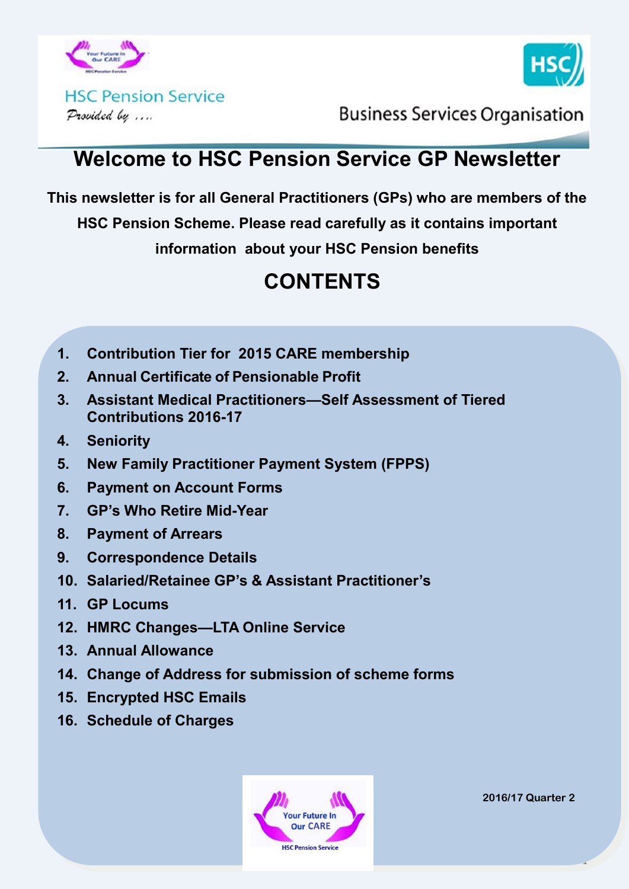HSC Pension Service

*Provided by ....*

Business Services Organisation

# Welcome to HSC Pension Service GP Newsletter

**This newsletter is for all General Practitioners (GPs) who are members of the HSC Pension Scheme. Please read carefully as it contains important information about your HSC Pension benefits**

## CONTENTS

1. Contribution Tier for 2015 CARE membership
2. Annual Certificate of Pensionable Profit
3. Assistant Medical Practitioners—Self Assessment of Tiered Contributions 2016-17
4. Seniority
5. New Family Practitioner Payment System (FPPS)
6. Payment on Account Forms
7. GP's Who Retire Mid-Year
8. Payment of Arrears
9. Correspondence Details
10. Salaried/Retainee GP's & Assistant Practitioner's
11. GP Locums
12. HMRC Changes—LTA Online Service
13. Annual Allowance
14. Change of Address for submission of scheme forms
15. Encrypted HSC Emails
16. Schedule of Charges

Your Future In Our CARE

HSC Pension Service

2016/17 Quarter 2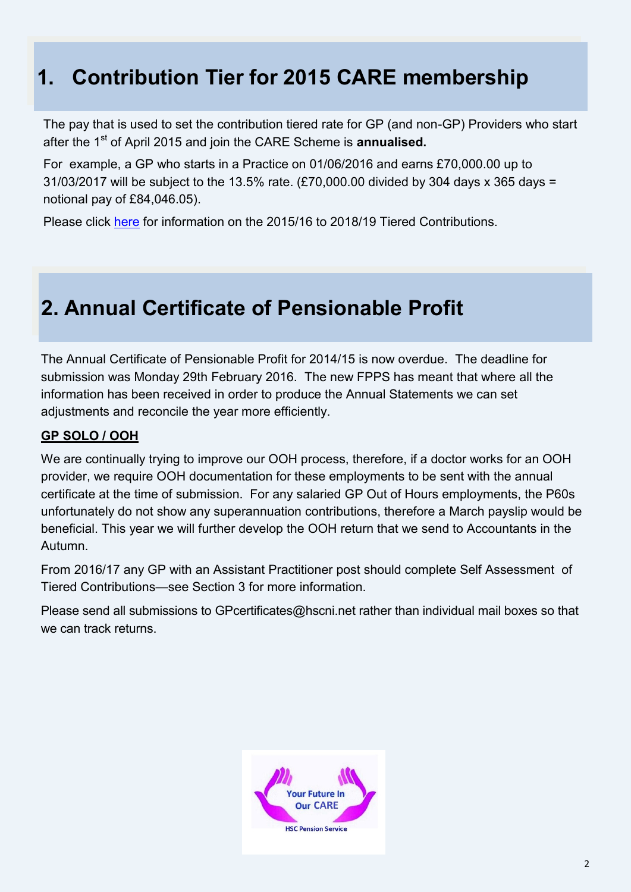# 1. Contribution Tier for 2015 CARE membership

The pay that is used to set the contribution tiered rate for GP (and non-GP) Providers who start after the 1st of April 2015 and join the CARE Scheme is **annualised.**

For example, a GP who starts in a Practice on 01/06/2016 and earns £70,000.00 up to 31/03/2017 will be subject to the 13.5% rate. (£70,000.00 divided by 304 days x 365 days = notional pay of £84,046.05).

Please click here for information on the 2015/16 to 2018/19 Tiered Contributions.

# 2. Annual Certificate of Pensionable Profit

The Annual Certificate of Pensionable Profit for 2014/15 is now overdue. The deadline for submission was Monday 29th February 2016. The new FPPS has meant that where all the information has been received in order to produce the Annual Statements we can set adjustments and reconcile the year more efficiently.

**GP SOLO / OOH**

We are continually trying to improve our OOH process, therefore, if a doctor works for an OOH provider, we require OOH documentation for these employments to be sent with the annual certificate at the time of submission. For any salaried GP Out of Hours employments, the P60s unfortunately do not show any superannuation contributions, therefore a March payslip would be beneficial. This year we will further develop the OOH return that we send to Accountants in the Autumn.

From 2016/17 any GP with an Assistant Practitioner post should complete Self Assessment of Tiered Contributions—see Section 3 for more information.

Please send all submissions to GPcertificates@hscni.net rather than individual mail boxes so that we can track returns.

Your Future In Our CARE

HSC Pension Service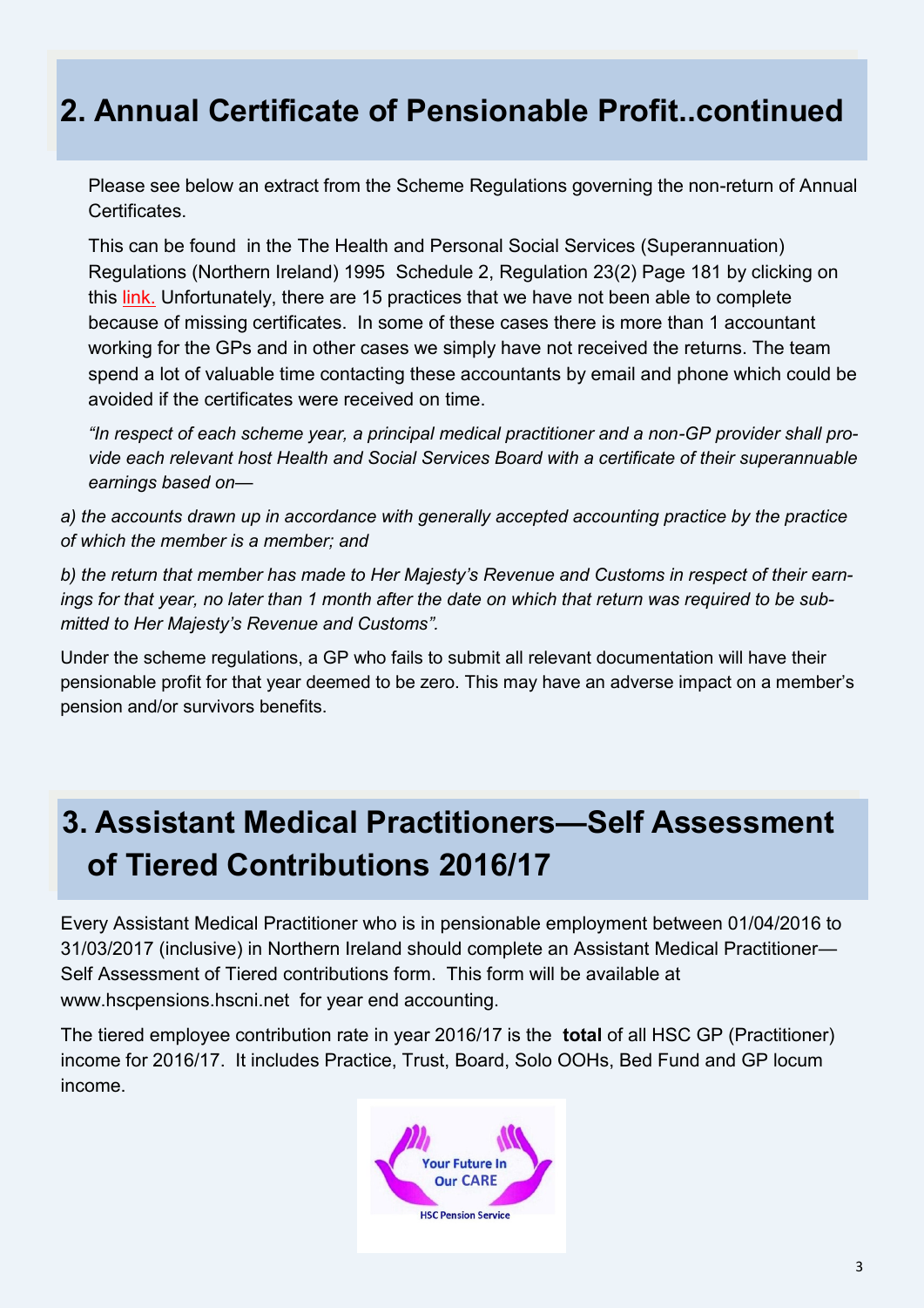## 2. Annual Certificate of Pensionable Profit..continued

Please see below an extract from the Scheme Regulations governing the non-return of Annual Certificates.

This can be found in the The Health and Personal Social Services (Superannuation) Regulations (Northern Ireland) 1995 Schedule 2, Regulation 23(2) Page 181 by clicking on this link. Unfortunately, there are 15 practices that we have not been able to complete because of missing certificates. In some of these cases there is more than 1 accountant working for the GPs and in other cases we simply have not received the returns. The team spend a lot of valuable time contacting these accountants by email and phone which could be avoided if the certificates were received on time.

*"In respect of each scheme year, a principal medical practitioner and a non-GP provider shall provide each relevant host Health and Social Services Board with a certificate of their superannuable earnings based on—*

*a) the accounts drawn up in accordance with generally accepted accounting practice by the practice of which the member is a member; and*

*b) the return that member has made to Her Majesty's Revenue and Customs in respect of their earnings for that year, no later than 1 month after the date on which that return was required to be submitted to Her Majesty's Revenue and Customs".*

Under the scheme regulations, a GP who fails to submit all relevant documentation will have their pensionable profit for that year deemed to be zero. This may have an adverse impact on a member's pension and/or survivors benefits.

## 3. Assistant Medical Practitioners—Self Assessment of Tiered Contributions 2016/17

Every Assistant Medical Practitioner who is in pensionable employment between 01/04/2016 to 31/03/2017 (inclusive) in Northern Ireland should complete an Assistant Medical Practitioner—Self Assessment of Tiered contributions form. This form will be available at www.hscpensions.hscni.net for year end accounting.

The tiered employee contribution rate in year 2016/17 is the **total** of all HSC GP (Practitioner) income for 2016/17. It includes Practice, Trust, Board, Solo OOHs, Bed Fund and GP locum income.

Your Future In Our CARE

HSC Pension Service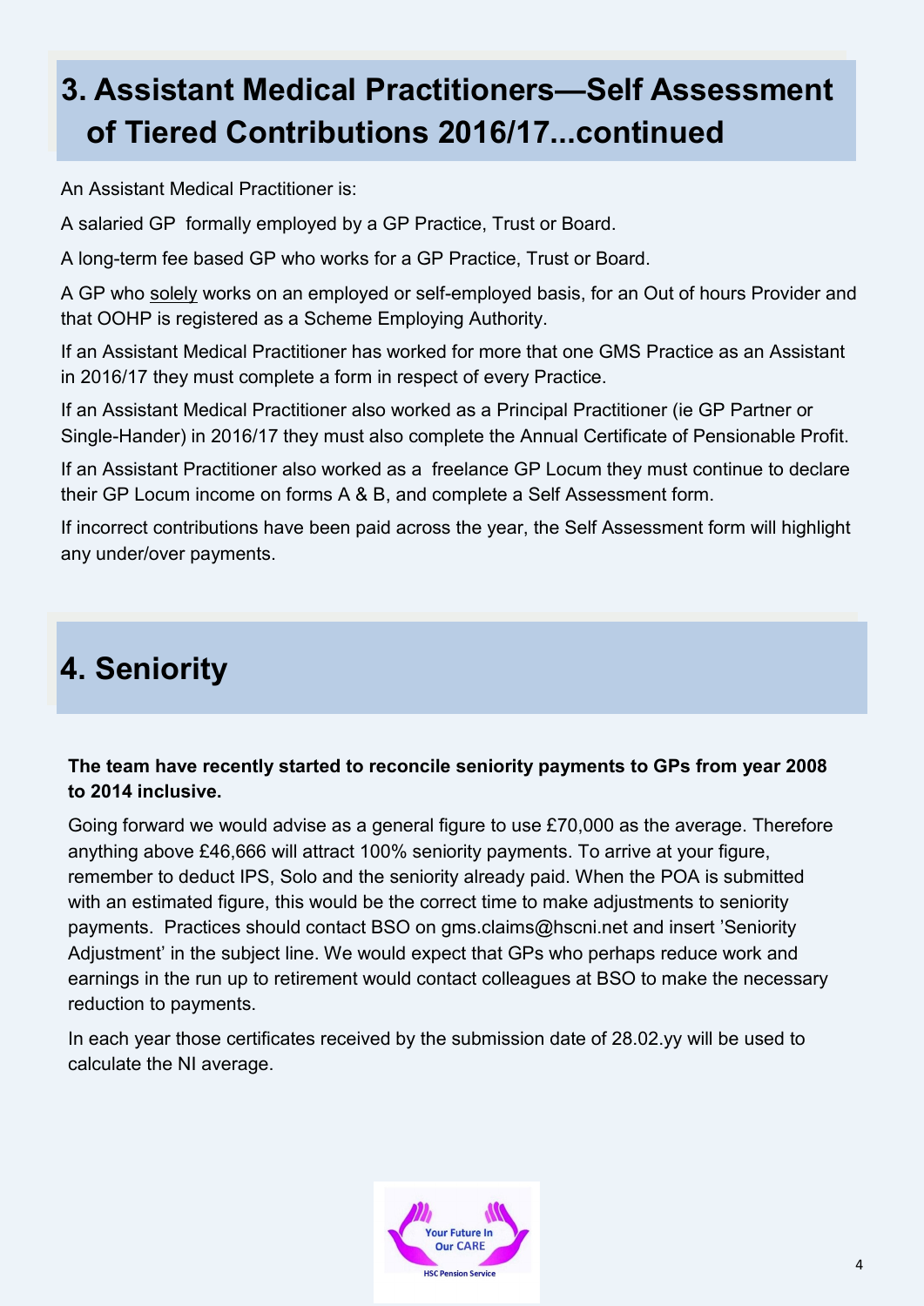## 3. Assistant Medical Practitioners—Self Assessment of Tiered Contributions 2016/17...continued

An Assistant Medical Practitioner is:

A salaried GP formally employed by a GP Practice, Trust or Board.

A long-term fee based GP who works for a GP Practice, Trust or Board.

A GP who solely works on an employed or self-employed basis, for an Out of hours Provider and that OOHP is registered as a Scheme Employing Authority.

If an Assistant Medical Practitioner has worked for more that one GMS Practice as an Assistant in 2016/17 they must complete a form in respect of every Practice.

If an Assistant Medical Practitioner also worked as a Principal Practitioner (ie GP Partner or Single-Hander) in 2016/17 they must also complete the Annual Certificate of Pensionable Profit.

If an Assistant Practitioner also worked as a freelance GP Locum they must continue to declare their GP Locum income on forms A & B, and complete a Self Assessment form.

If incorrect contributions have been paid across the year, the Self Assessment form will highlight any under/over payments.

## 4. Seniority

**The team have recently started to reconcile seniority payments to GPs from year 2008 to 2014 inclusive.**

Going forward we would advise as a general figure to use £70,000 as the average. Therefore anything above £46,666 will attract 100% seniority payments. To arrive at your figure, remember to deduct IPS, Solo and the seniority already paid. When the POA is submitted with an estimated figure, this would be the correct time to make adjustments to seniority payments. Practices should contact BSO on gms.claims@hscni.net and insert 'Seniority Adjustment' in the subject line. We would expect that GPs who perhaps reduce work and earnings in the run up to retirement would contact colleagues at BSO to make the necessary reduction to payments.

In each year those certificates received by the submission date of 28.02.yy will be used to calculate the NI average.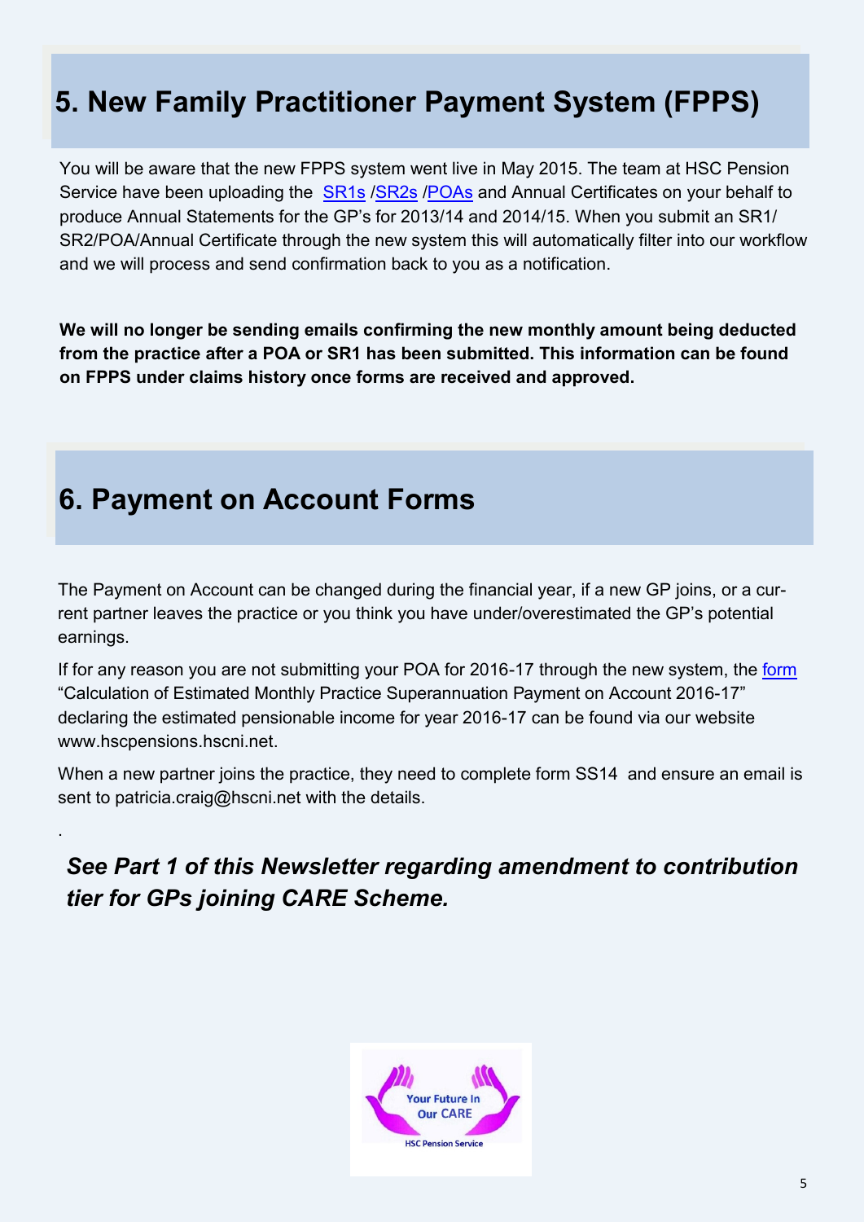# 5. New Family Practitioner Payment System (FPPS)

You will be aware that the new FPPS system went live in May 2015. The team at HSC Pension Service have been uploading the SR1s /SR2s /POAs and Annual Certificates on your behalf to produce Annual Statements for the GP's for 2013/14 and 2014/15. When you submit an SR1/ SR2/POA/Annual Certificate through the new system this will automatically filter into our workflow and we will process and send confirmation back to you as a notification.

**We will no longer be sending emails confirming the new monthly amount being deducted from the practice after a POA or SR1 has been submitted. This information can be found on FPPS under claims history once forms are received and approved.**

# 6. Payment on Account Forms

The Payment on Account can be changed during the financial year, if a new GP joins, or a current partner leaves the practice or you think you have under/overestimated the GP's potential earnings.

If for any reason you are not submitting your POA for 2016-17 through the new system, the form "Calculation of Estimated Monthly Practice Superannuation Payment on Account 2016-17" declaring the estimated pensionable income for year 2016-17 can be found via our website www.hscpensions.hscni.net.

When a new partner joins the practice, they need to complete form SS14 and ensure an email is sent to patricia.craig@hscni.net with the details.

***See Part 1 of this Newsletter regarding amendment to contribution tier for GPs joining CARE Scheme.***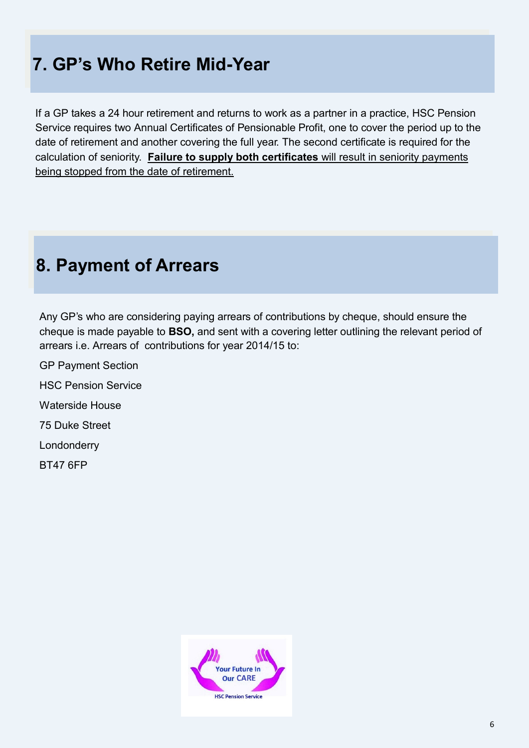## 7. GP's Who Retire Mid-Year

If a GP takes a 24 hour retirement and returns to work as a partner in a practice, HSC Pension Service requires two Annual Certificates of Pensionable Profit, one to cover the period up to the date of retirement and another covering the full year. The second certificate is required for the calculation of seniority. **Failure to supply both certificates** will result in seniority payments being stopped from the date of retirement.

## 8. Payment of Arrears

Any GP's who are considering paying arrears of contributions by cheque, should ensure the cheque is made payable to **BSO,** and sent with a covering letter outlining the relevant period of arrears i.e. Arrears of contributions for year 2014/15 to:

GP Payment Section

HSC Pension Service

Waterside House

75 Duke Street

Londonderry

BT47 6FP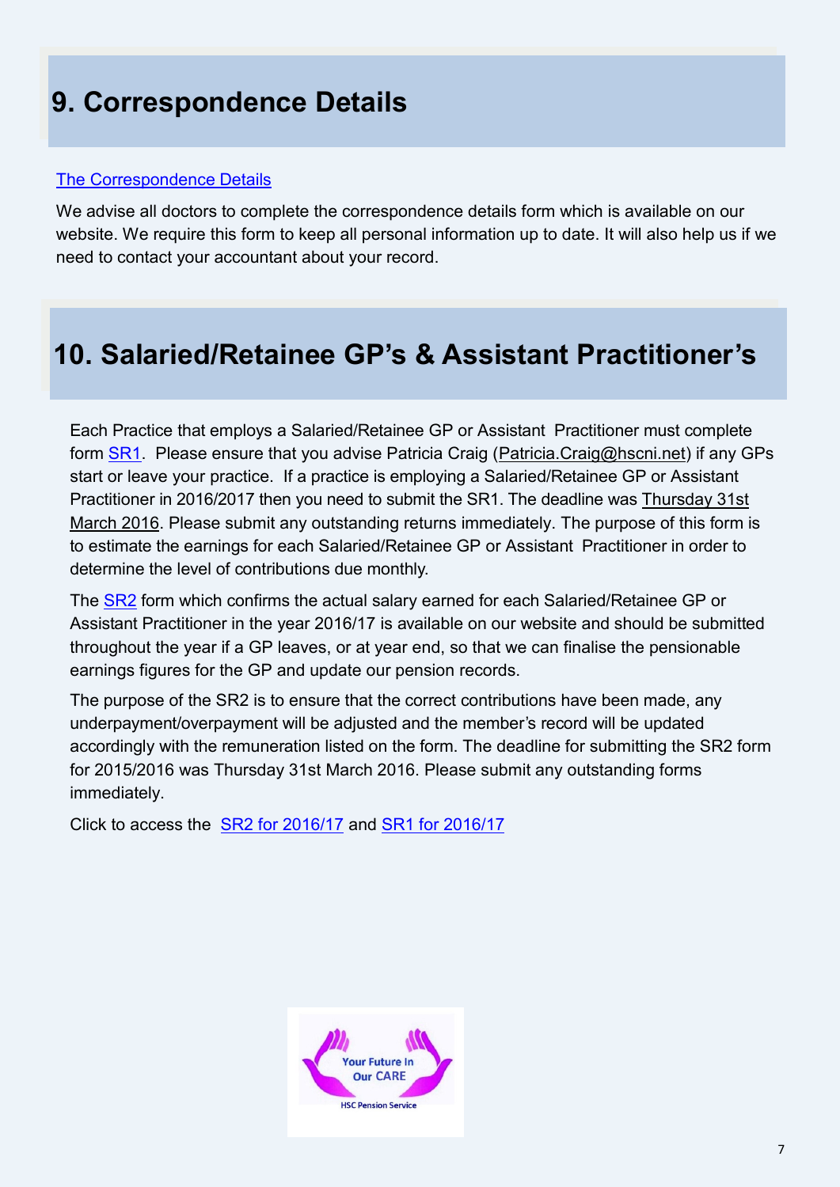# 9. Correspondence Details

The Correspondence Details

We advise all doctors to complete the correspondence details form which is available on our website. We require this form to keep all personal information up to date. It will also help us if we need to contact your accountant about your record.

# 10. Salaried/Retainee GP's & Assistant Practitioner's

Each Practice that employs a Salaried/Retainee GP or Assistant Practitioner must complete form SR1. Please ensure that you advise Patricia Craig (Patricia.Craig@hscni.net) if any GPs start or leave your practice. If a practice is employing a Salaried/Retainee GP or Assistant Practitioner in 2016/2017 then you need to submit the SR1. The deadline was Thursday 31st March 2016. Please submit any outstanding returns immediately. The purpose of this form is to estimate the earnings for each Salaried/Retainee GP or Assistant Practitioner in order to determine the level of contributions due monthly.

The SR2 form which confirms the actual salary earned for each Salaried/Retainee GP or Assistant Practitioner in the year 2016/17 is available on our website and should be submitted throughout the year if a GP leaves, or at year end, so that we can finalise the pensionable earnings figures for the GP and update our pension records.

The purpose of the SR2 is to ensure that the correct contributions have been made, any underpayment/overpayment will be adjusted and the member's record will be updated accordingly with the remuneration listed on the form. The deadline for submitting the SR2 form for 2015/2016 was Thursday 31st March 2016. Please submit any outstanding forms immediately.

Click to access the SR2 for 2016/17 and SR1 for 2016/17

Your Future In Our CARE

HSC Pension Service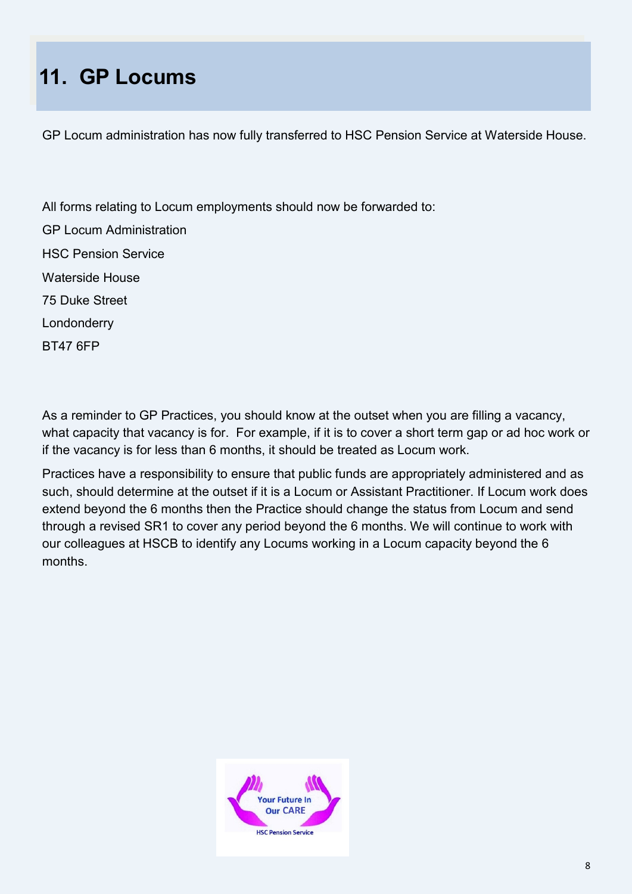# 11. GP Locums

GP Locum administration has now fully transferred to HSC Pension Service at Waterside House.

All forms relating to Locum employments should now be forwarded to:

GP Locum Administration
HSC Pension Service
Waterside House
75 Duke Street
Londonderry
BT47 6FP

As a reminder to GP Practices, you should know at the outset when you are filling a vacancy, what capacity that vacancy is for. For example, if it is to cover a short term gap or ad hoc work or if the vacancy is for less than 6 months, it should be treated as Locum work.

Practices have a responsibility to ensure that public funds are appropriately administered and as such, should determine at the outset if it is a Locum or Assistant Practitioner. If Locum work does extend beyond the 6 months then the Practice should change the status from Locum and send through a revised SR1 to cover any period beyond the 6 months. We will continue to work with our colleagues at HSCB to identify any Locums working in a Locum capacity beyond the 6 months.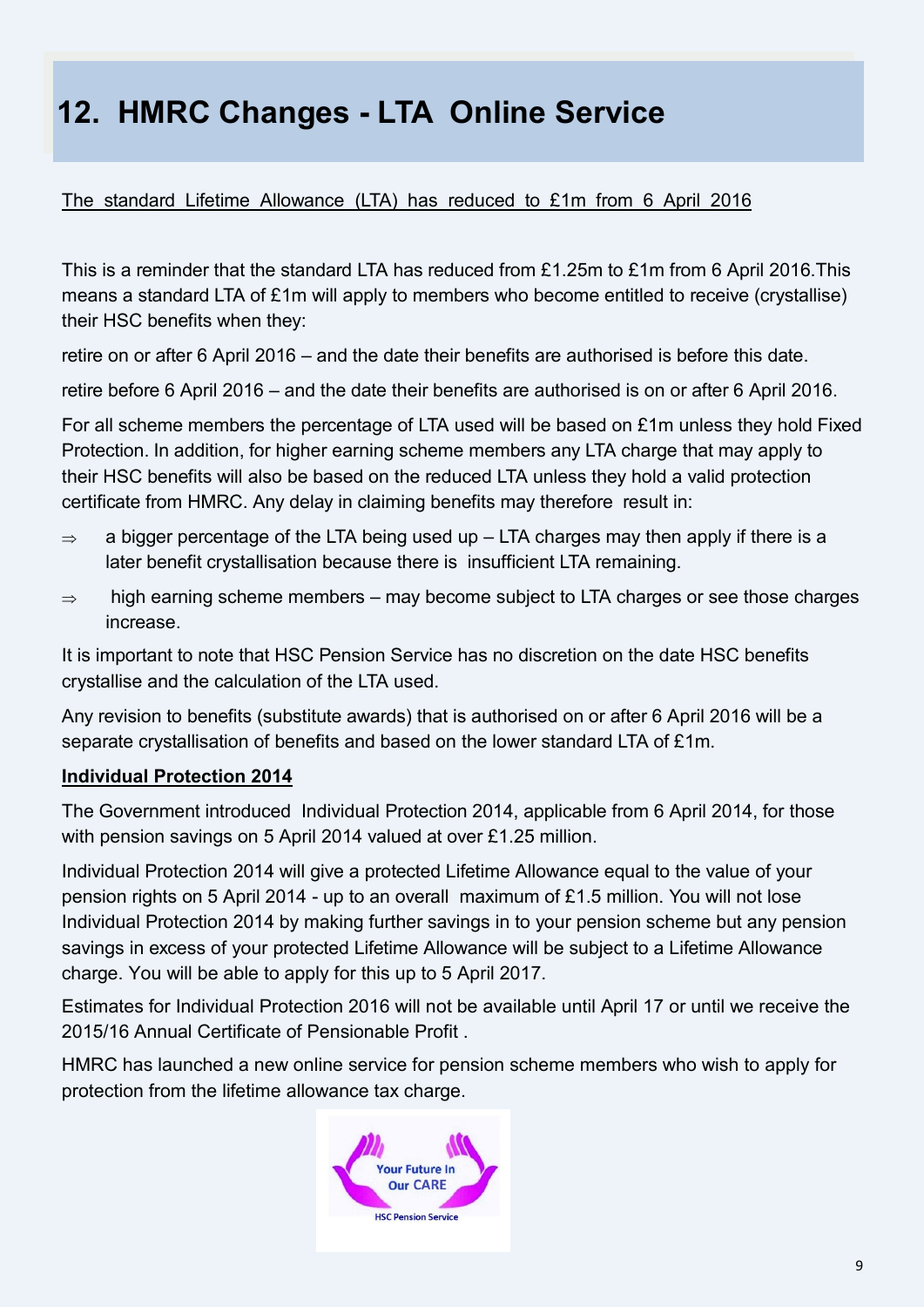# 12. HMRC Changes - LTA Online Service

The standard Lifetime Allowance (LTA) has reduced to £1m from 6 April 2016

This is a reminder that the standard LTA has reduced from £1.25m to £1m from 6 April 2016.This means a standard LTA of £1m will apply to members who become entitled to receive (crystallise) their HSC benefits when they:

retire on or after 6 April 2016 – and the date their benefits are authorised is before this date.

retire before 6 April 2016 – and the date their benefits are authorised is on or after 6 April 2016.

For all scheme members the percentage of LTA used will be based on £1m unless they hold Fixed Protection. In addition, for higher earning scheme members any LTA charge that may apply to their HSC benefits will also be based on the reduced LTA unless they hold a valid protection certificate from HMRC. Any delay in claiming benefits may therefore result in:

- ⇒ a bigger percentage of the LTA being used up – LTA charges may then apply if there is a later benefit crystallisation because there is insufficient LTA remaining.
- ⇒ high earning scheme members – may become subject to LTA charges or see those charges increase.

It is important to note that HSC Pension Service has no discretion on the date HSC benefits crystallise and the calculation of the LTA used.

Any revision to benefits (substitute awards) that is authorised on or after 6 April 2016 will be a separate crystallisation of benefits and based on the lower standard LTA of £1m.

**Individual Protection 2014**

The Government introduced Individual Protection 2014, applicable from 6 April 2014, for those with pension savings on 5 April 2014 valued at over £1.25 million.

Individual Protection 2014 will give a protected Lifetime Allowance equal to the value of your pension rights on 5 April 2014 - up to an overall maximum of £1.5 million. You will not lose Individual Protection 2014 by making further savings in to your pension scheme but any pension savings in excess of your protected Lifetime Allowance will be subject to a Lifetime Allowance charge. You will be able to apply for this up to 5 April 2017.

Estimates for Individual Protection 2016 will not be available until April 17 or until we receive the 2015/16 Annual Certificate of Pensionable Profit .

HMRC has launched a new online service for pension scheme members who wish to apply for protection from the lifetime allowance tax charge.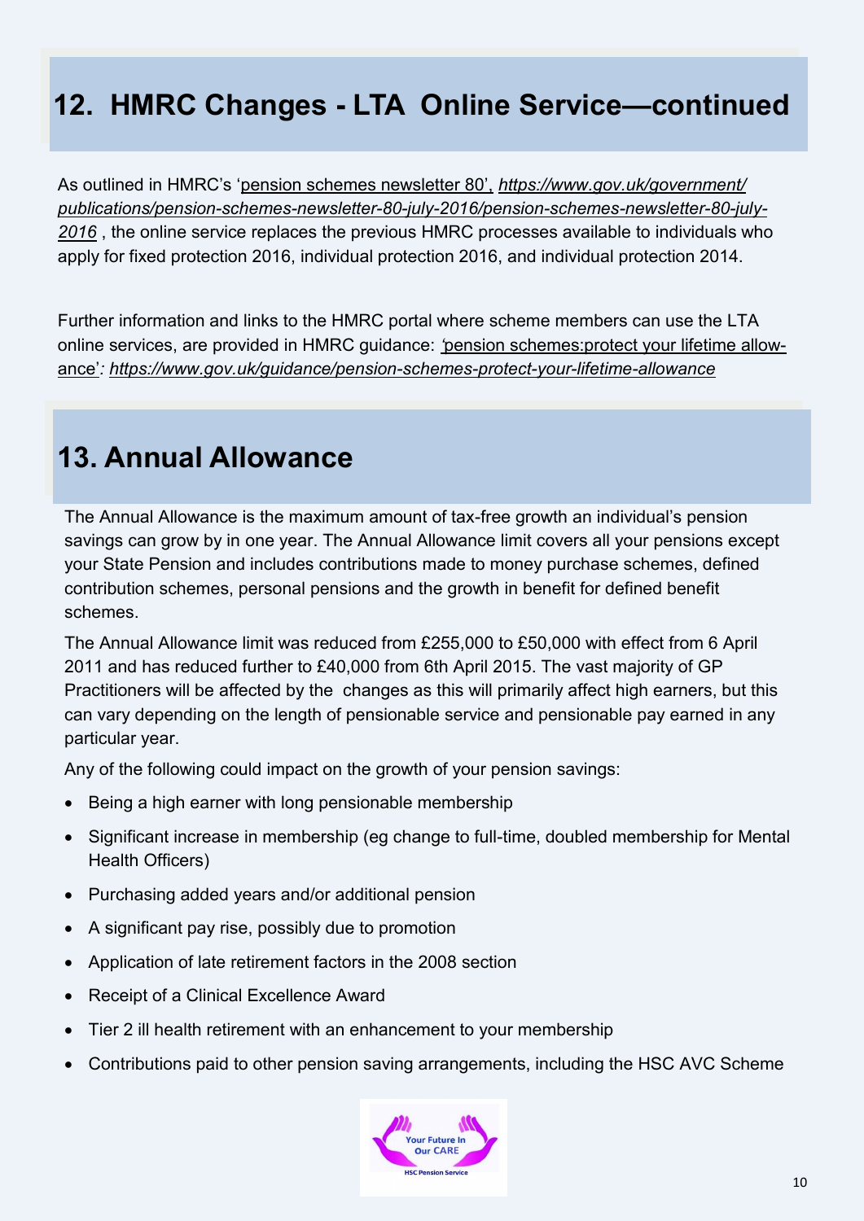## 12. HMRC Changes - LTA Online Service—continued

As outlined in HMRC's 'pension schemes newsletter 80', *https://www.gov.uk/government/publications/pension-schemes-newsletter-80-july-2016/pension-schemes-newsletter-80-july-2016* , the online service replaces the previous HMRC processes available to individuals who apply for fixed protection 2016, individual protection 2016, and individual protection 2014.

Further information and links to the HMRC portal where scheme members can use the LTA online services, are provided in HMRC guidance: 'pension schemes:protect your lifetime allowance'*: https://www.gov.uk/guidance/pension-schemes-protect-your-lifetime-allowance*

## 13. Annual Allowance

The Annual Allowance is the maximum amount of tax-free growth an individual's pension savings can grow by in one year. The Annual Allowance limit covers all your pensions except your State Pension and includes contributions made to money purchase schemes, defined contribution schemes, personal pensions and the growth in benefit for defined benefit schemes.

The Annual Allowance limit was reduced from £255,000 to £50,000 with effect from 6 April 2011 and has reduced further to £40,000 from 6th April 2015. The vast majority of GP Practitioners will be affected by the changes as this will primarily affect high earners, but this can vary depending on the length of pensionable service and pensionable pay earned in any particular year.

Any of the following could impact on the growth of your pension savings:

- Being a high earner with long pensionable membership
- Significant increase in membership (eg change to full-time, doubled membership for Mental Health Officers)
- Purchasing added years and/or additional pension
- A significant pay rise, possibly due to promotion
- Application of late retirement factors in the 2008 section
- Receipt of a Clinical Excellence Award
- Tier 2 ill health retirement with an enhancement to your membership
- Contributions paid to other pension saving arrangements, including the HSC AVC Scheme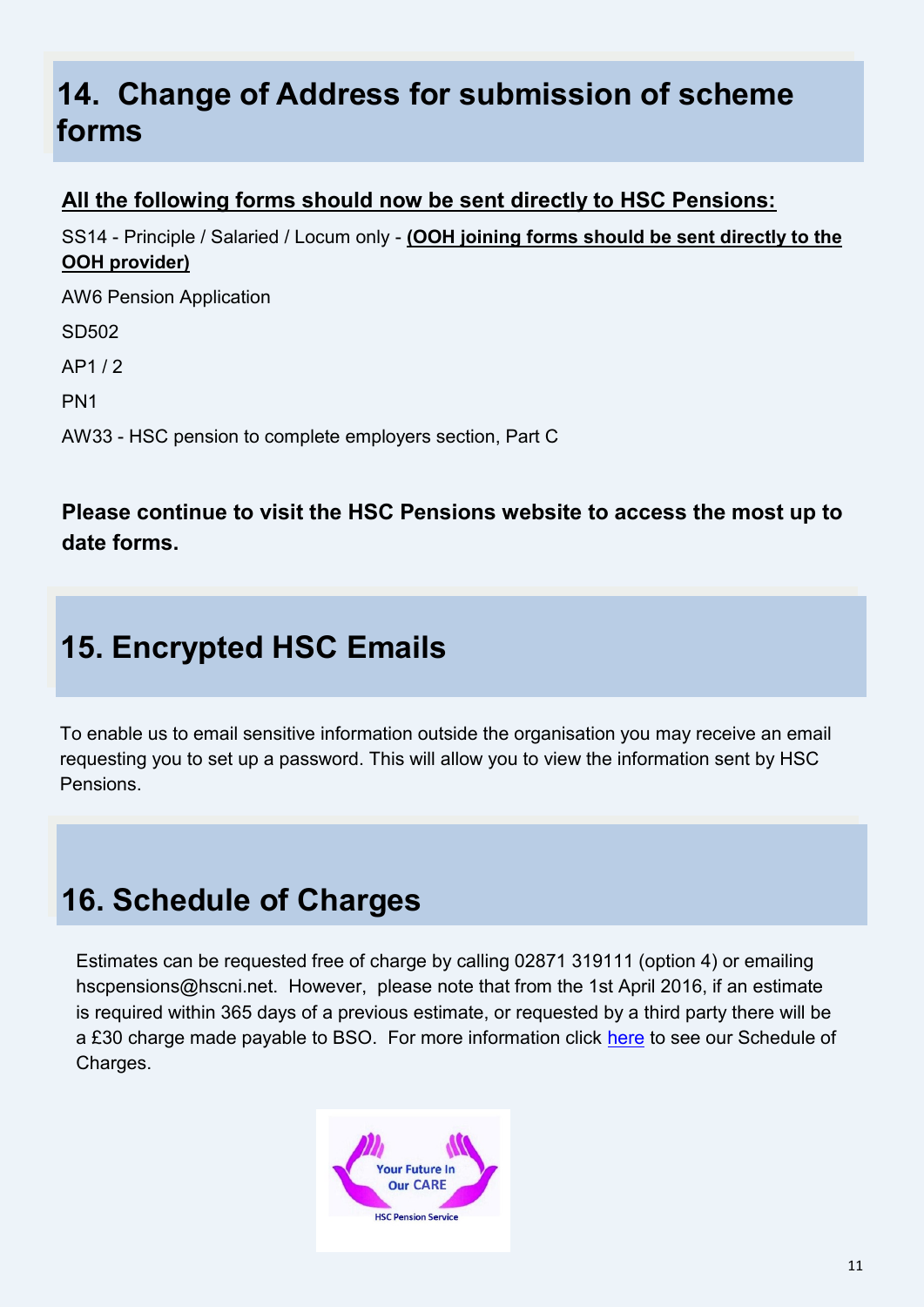## 14. Change of Address for submission of scheme forms

**All the following forms should now be sent directly to HSC Pensions:**

SS14 - Principle / Salaried / Locum only - **(OOH joining forms should be sent directly to the OOH provider)**

AW6 Pension Application

SD502

AP1 / 2

PN1

AW33 - HSC pension to complete employers section, Part C

**Please continue to visit the HSC Pensions website to access the most up to date forms.**

## 15. Encrypted HSC Emails

To enable us to email sensitive information outside the organisation you may receive an email requesting you to set up a password. This will allow you to view the information sent by HSC Pensions.

## 16. Schedule of Charges

Estimates can be requested free of charge by calling 02871 319111 (option 4) or emailing hscpensions@hscni.net. However, please note that from the 1st April 2016, if an estimate is required within 365 days of a previous estimate, or requested by a third party there will be a £30 charge made payable to BSO. For more information click here to see our Schedule of Charges.

Your Future In Our CARE

HSC Pension Service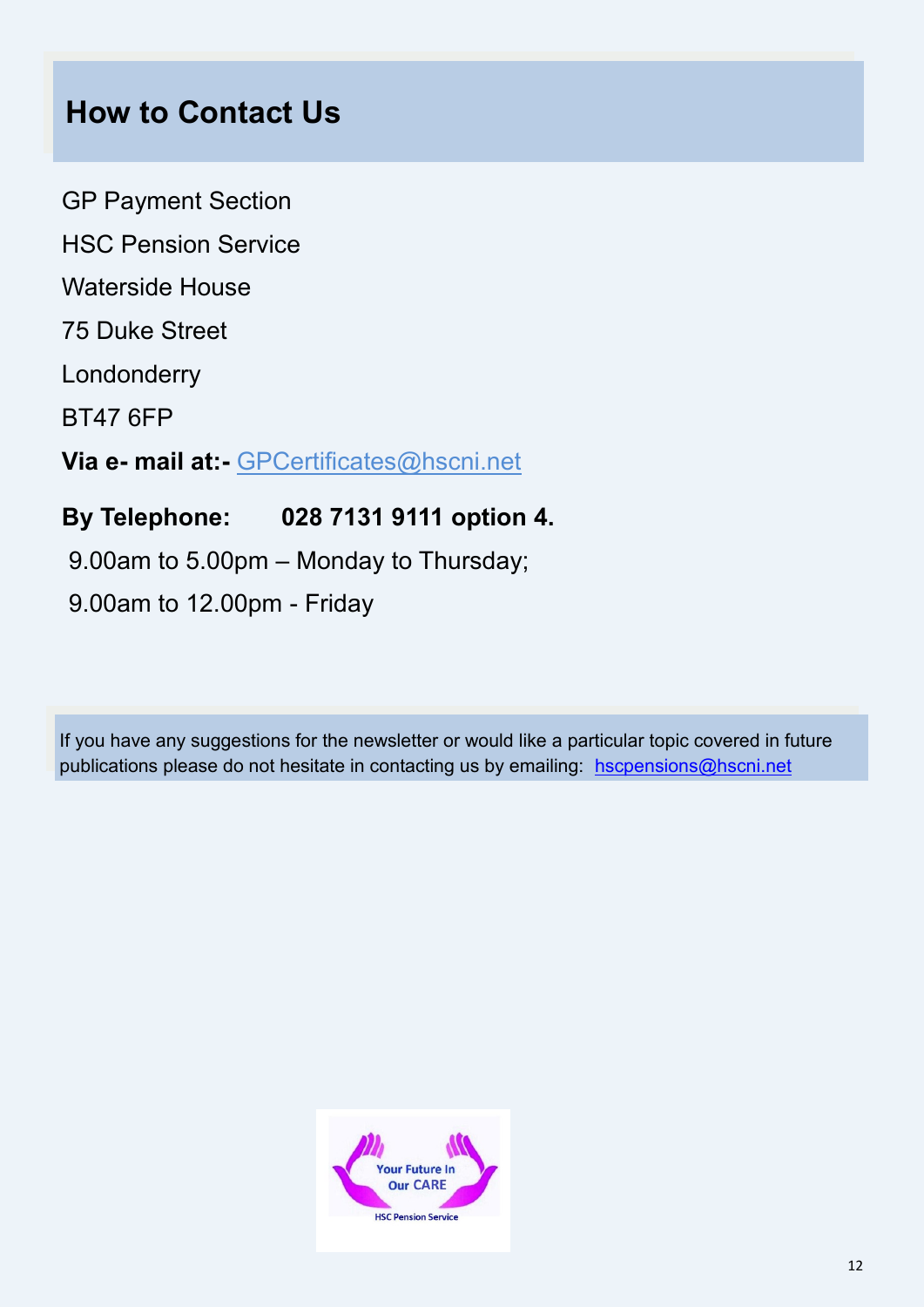## How to Contact Us

GP Payment Section

HSC Pension Service

Waterside House

75 Duke Street

Londonderry

BT47 6FP

**Via e- mail at:-** GPCertificates@hscni.net

**By Telephone: 028 7131 9111 option 4.**

9.00am to 5.00pm – Monday to Thursday;

9.00am to 12.00pm - Friday

If you have any suggestions for the newsletter or would like a particular topic covered in future publications please do not hesitate in contacting us by emailing: hscpensions@hscni.net

Your Future In Our CARE

HSC Pension Service